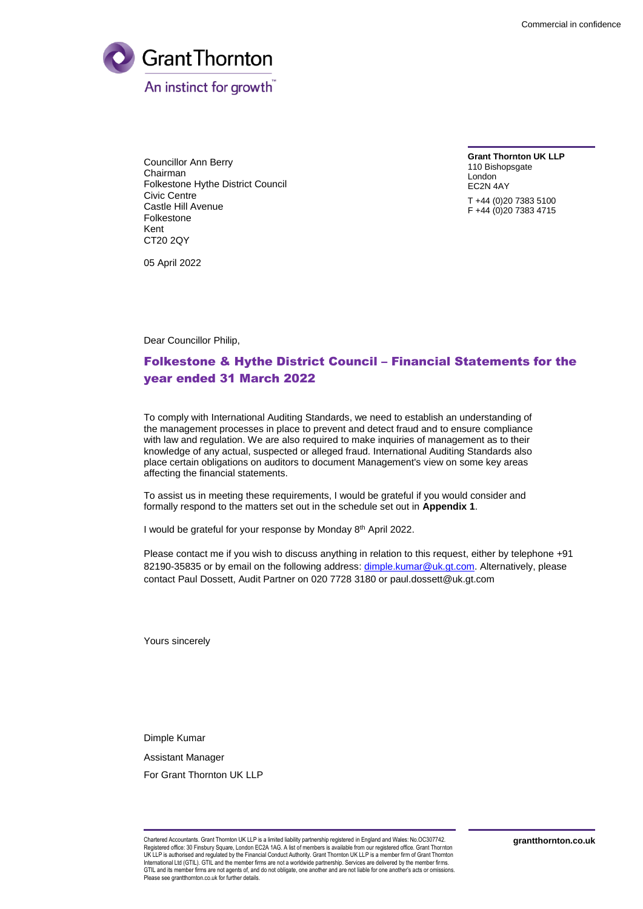Commercial in confidence

Grant Thornton

An instinct for growth™

Councillor Ann Berry
Chairman
Folkestone Hythe District Council
Civic Centre
Castle Hill Avenue
Folkestone
Kent
CT20 2QY

**Grant Thornton UK LLP**
110 Bishopsgate
London
EC2N 4AY

T +44 (0)20 7383 5100
F +44 (0)20 7383 4715

05 April 2022

Dear Councillor Philip,

## Folkestone & Hythe District Council – Financial Statements for the year ended 31 March 2022

To comply with International Auditing Standards, we need to establish an understanding of the management processes in place to prevent and detect fraud and to ensure compliance with law and regulation. We are also required to make inquiries of management as to their knowledge of any actual, suspected or alleged fraud. International Auditing Standards also place certain obligations on auditors to document Management's view on some key areas affecting the financial statements.

To assist us in meeting these requirements, I would be grateful if you would consider and formally respond to the matters set out in the schedule set out in **Appendix 1**.

I would be grateful for your response by Monday 8th April 2022.

Please contact me if you wish to discuss anything in relation to this request, either by telephone +91 82190-35835 or by email on the following address: dimple.kumar@uk.gt.com. Alternatively, please contact Paul Dossett, Audit Partner on 020 7728 3180 or paul.dossett@uk.gt.com

Yours sincerely

Dimple Kumar

Assistant Manager

For Grant Thornton UK LLP

Chartered Accountants. Grant Thornton UK LLP is a limited liability partnership registered in England and Wales: No.OC307742. Registered office: 30 Finsbury Square, London EC2A 1AG. A list of members is available from our registered office. Grant Thornton UK LLP is authorised and regulated by the Financial Conduct Authority. Grant Thornton UK LLP is a member firm of Grant Thornton International Ltd (GTIL). GTIL and the member firms are not a worldwide partnership. Services are delivered by the member firms. GTIL and its member firms are not agents of, and do not obligate, one another and are not liable for one another's acts or omissions. Please see grantthornton.co.uk for further details.

**grantthornton.co.uk**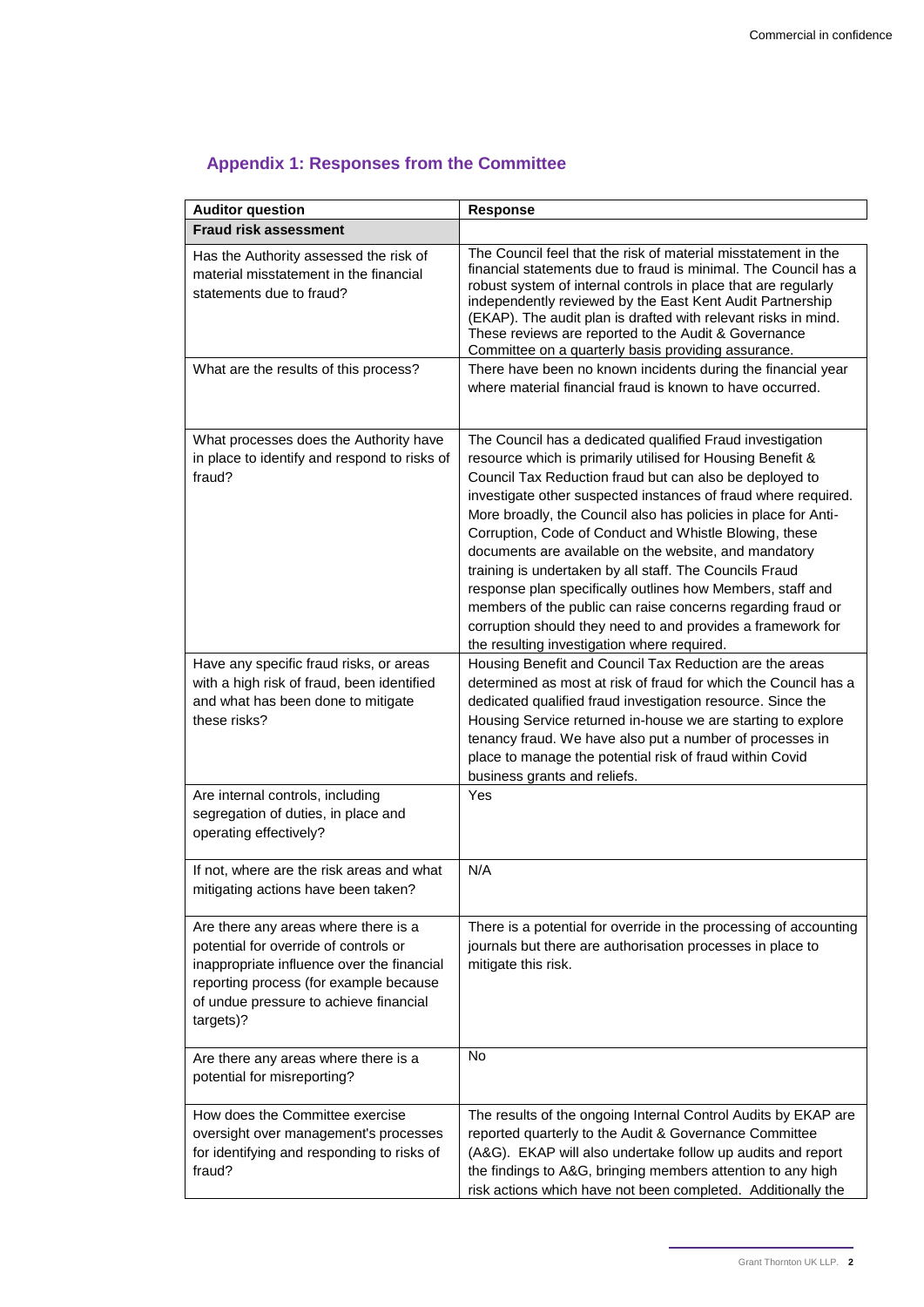## Appendix 1: Responses from the Committee

| Auditor question | Response |
|---|---|
| **Fraud risk assessment** | |
| Has the Authority assessed the risk of material misstatement in the financial statements due to fraud? | The Council feel that the risk of material misstatement in the financial statements due to fraud is minimal. The Council has a robust system of internal controls in place that are regularly independently reviewed by the East Kent Audit Partnership (EKAP). The audit plan is drafted with relevant risks in mind. These reviews are reported to the Audit & Governance Committee on a quarterly basis providing assurance. |
| What are the results of this process? | There have been no known incidents during the financial year where material financial fraud is known to have occurred. |
| What processes does the Authority have in place to identify and respond to risks of fraud? | The Council has a dedicated qualified Fraud investigation resource which is primarily utilised for Housing Benefit & Council Tax Reduction fraud but can also be deployed to investigate other suspected instances of fraud where required. More broadly, the Council also has policies in place for Anti-Corruption, Code of Conduct and Whistle Blowing, these documents are available on the website, and mandatory training is undertaken by all staff. The Councils Fraud response plan specifically outlines how Members, staff and members of the public can raise concerns regarding fraud or corruption should they need to and provides a framework for the resulting investigation where required. |
| Have any specific fraud risks, or areas with a high risk of fraud, been identified and what has been done to mitigate these risks? | Housing Benefit and Council Tax Reduction are the areas determined as most at risk of fraud for which the Council has a dedicated qualified fraud investigation resource. Since the Housing Service returned in-house we are starting to explore tenancy fraud. We have also put a number of processes in place to manage the potential risk of fraud within Covid business grants and reliefs. |
| Are internal controls, including segregation of duties, in place and operating effectively? | Yes |
| If not, where are the risk areas and what mitigating actions have been taken? | N/A |
| Are there any areas where there is a potential for override of controls or inappropriate influence over the financial reporting process (for example because of undue pressure to achieve financial targets)? | There is a potential for override in the processing of accounting journals but there are authorisation processes in place to mitigate this risk. |
| Are there any areas where there is a potential for misreporting? | No |
| How does the Committee exercise oversight over management's processes for identifying and responding to risks of fraud? | The results of the ongoing Internal Control Audits by EKAP are reported quarterly to the Audit & Governance Committee (A&G). EKAP will also undertake follow up audits and report the findings to A&G, bringing members attention to any high risk actions which have not been completed. Additionally the |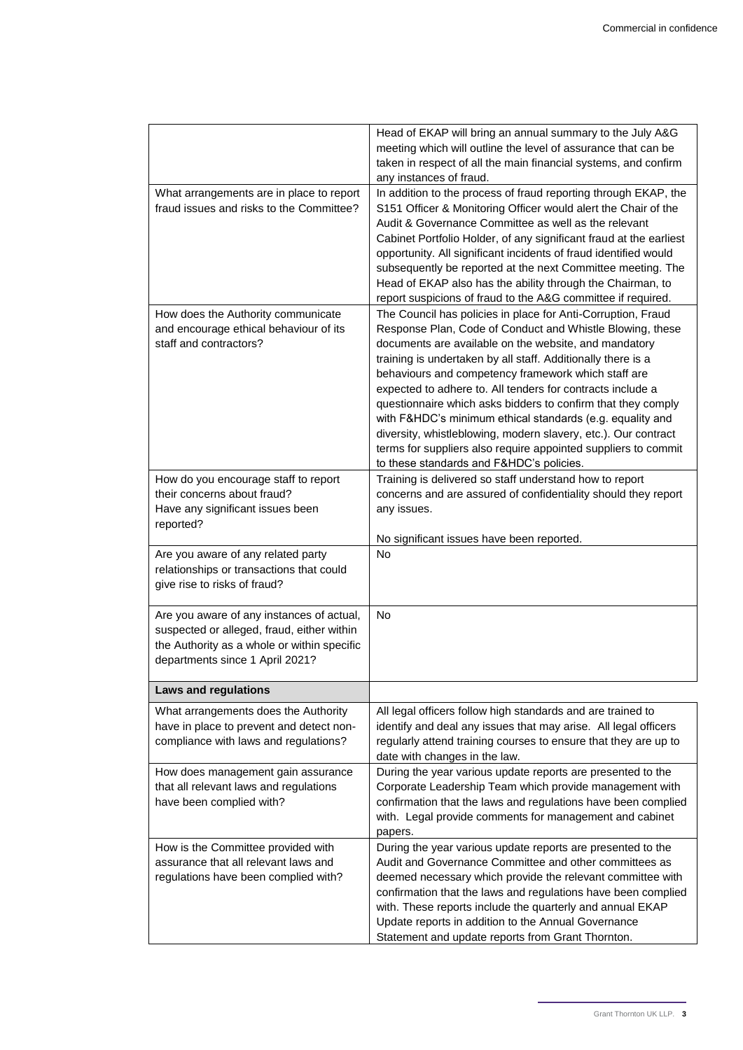| | |
|---|---|
| | Head of EKAP will bring an annual summary to the July A&G meeting which will outline the level of assurance that can be taken in respect of all the main financial systems, and confirm any instances of fraud. |
| What arrangements are in place to report fraud issues and risks to the Committee? | In addition to the process of fraud reporting through EKAP, the S151 Officer & Monitoring Officer would alert the Chair of the Audit & Governance Committee as well as the relevant Cabinet Portfolio Holder, of any significant fraud at the earliest opportunity. All significant incidents of fraud identified would subsequently be reported at the next Committee meeting. The Head of EKAP also has the ability through the Chairman, to report suspicions of fraud to the A&G committee if required. |
| How does the Authority communicate and encourage ethical behaviour of its staff and contractors? | The Council has policies in place for Anti-Corruption, Fraud Response Plan, Code of Conduct and Whistle Blowing, these documents are available on the website, and mandatory training is undertaken by all staff. Additionally there is a behaviours and competency framework which staff are expected to adhere to. All tenders for contracts include a questionnaire which asks bidders to confirm that they comply with F&HDC's minimum ethical standards (e.g. equality and diversity, whistleblowing, modern slavery, etc.). Our contract terms for suppliers also require appointed suppliers to commit to these standards and F&HDC's policies. |
| How do you encourage staff to report their concerns about fraud?<br>Have any significant issues been reported? | Training is delivered so staff understand how to report concerns and are assured of confidentiality should they report any issues.<br><br>No significant issues have been reported. |
| Are you aware of any related party relationships or transactions that could give rise to risks of fraud? | No |
| Are you aware of any instances of actual, suspected or alleged, fraud, either within the Authority as a whole or within specific departments since 1 April 2021? | No |
| **Laws and regulations** | |
| What arrangements does the Authority have in place to prevent and detect non-compliance with laws and regulations? | All legal officers follow high standards and are trained to identify and deal any issues that may arise. All legal officers regularly attend training courses to ensure that they are up to date with changes in the law. |
| How does management gain assurance that all relevant laws and regulations have been complied with? | During the year various update reports are presented to the Corporate Leadership Team which provide management with confirmation that the laws and regulations have been complied with. Legal provide comments for management and cabinet papers. |
| How is the Committee provided with assurance that all relevant laws and regulations have been complied with? | During the year various update reports are presented to the Audit and Governance Committee and other committees as deemed necessary which provide the relevant committee with confirmation that the laws and regulations have been complied with. These reports include the quarterly and annual EKAP Update reports in addition to the Annual Governance Statement and update reports from Grant Thornton. |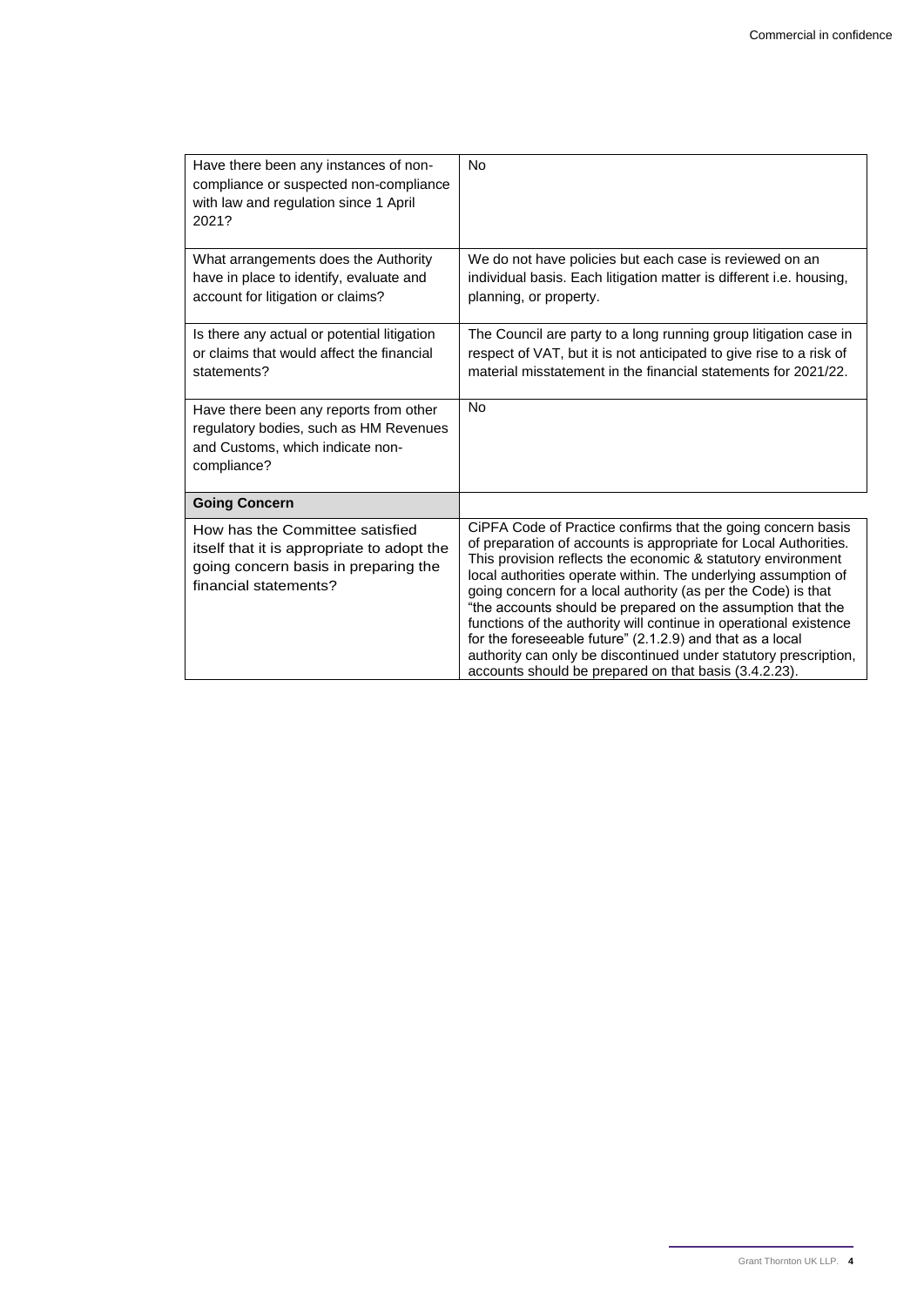| | |
|---|---|
| Have there been any instances of non-compliance or suspected non-compliance with law and regulation since 1 April 2021? | No |
| What arrangements does the Authority have in place to identify, evaluate and account for litigation or claims? | We do not have policies but each case is reviewed on an individual basis. Each litigation matter is different i.e. housing, planning, or property. |
| Is there any actual or potential litigation or claims that would affect the financial statements? | The Council are party to a long running group litigation case in respect of VAT, but it is not anticipated to give rise to a risk of material misstatement in the financial statements for 2021/22. |
| Have there been any reports from other regulatory bodies, such as HM Revenues and Customs, which indicate non-compliance? | No |
| **Going Concern** | |
| How has the Committee satisfied itself that it is appropriate to adopt the going concern basis in preparing the financial statements? | CiPFA Code of Practice confirms that the going concern basis of preparation of accounts is appropriate for Local Authorities. This provision reflects the economic & statutory environment local authorities operate within. The underlying assumption of going concern for a local authority (as per the Code) is that "the accounts should be prepared on the assumption that the functions of the authority will continue in operational existence for the foreseeable future" (2.1.2.9) and that as a local authority can only be discontinued under statutory prescription, accounts should be prepared on that basis (3.4.2.23). |